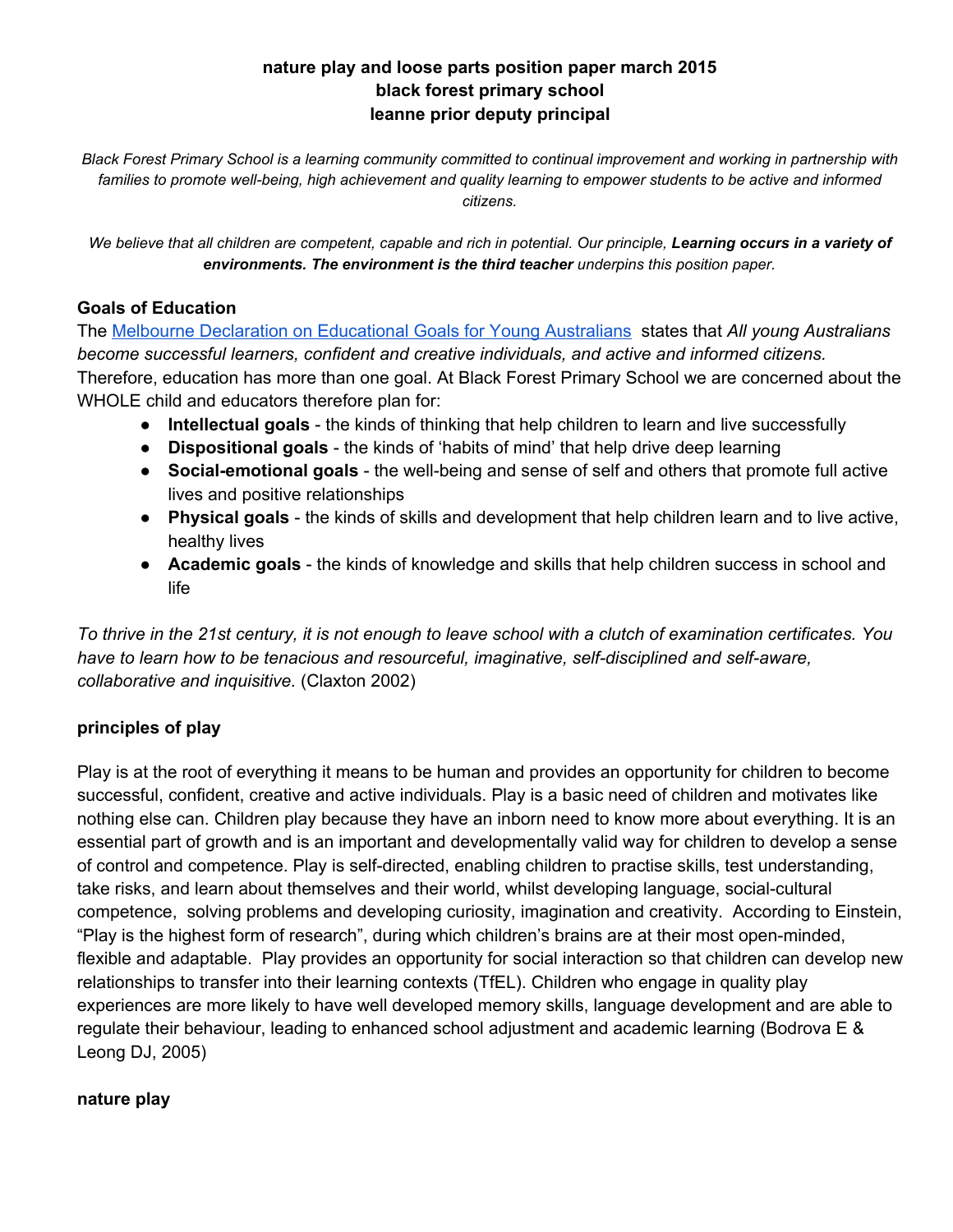# nature play and loose parts position paper march 2015
# black forest primary school
# leanne prior deputy principal

*Black Forest Primary School is a learning community committed to continual improvement and working in partnership with families to promote well-being, high achievement and quality learning to empower students to be active and informed citizens.*

*We believe that all children are competent, capable and rich in potential. Our principle, **Learning occurs in a variety of environments. The environment is the third teacher** underpins this position paper.*

## Goals of Education

The [Melbourne Declaration on Educational Goals for Young Australians]() states that *All young Australians become successful learners, confident and creative individuals, and active and informed citizens.* Therefore, education has more than one goal. At Black Forest Primary School we are concerned about the WHOLE child and educators therefore plan for:

- **Intellectual goals** - the kinds of thinking that help children to learn and live successfully
- **Dispositional goals** - the kinds of 'habits of mind' that help drive deep learning
- **Social-emotional goals** - the well-being and sense of self and others that promote full active lives and positive relationships
- **Physical goals** - the kinds of skills and development that help children learn and to live active, healthy lives
- **Academic goals** - the kinds of knowledge and skills that help children success in school and life

*To thrive in the 21st century, it is not enough to leave school with a clutch of examination certificates. You have to learn how to be tenacious and resourceful, imaginative, self-disciplined and self-aware, collaborative and inquisitive.* (Claxton 2002)

## principles of play

Play is at the root of everything it means to be human and provides an opportunity for children to become successful, confident, creative and active individuals. Play is a basic need of children and motivates like nothing else can. Children play because they have an inborn need to know more about everything. It is an essential part of growth and is an important and developmentally valid way for children to develop a sense of control and competence. Play is self-directed, enabling children to practise skills, test understanding, take risks, and learn about themselves and their world, whilst developing language, social-cultural competence, solving problems and developing curiosity, imagination and creativity. According to Einstein, "Play is the highest form of research", during which children's brains are at their most open-minded, flexible and adaptable. Play provides an opportunity for social interaction so that children can develop new relationships to transfer into their learning contexts (TfEL). Children who engage in quality play experiences are more likely to have well developed memory skills, language development and are able to regulate their behaviour, leading to enhanced school adjustment and academic learning (Bodrova E & Leong DJ, 2005)

## nature play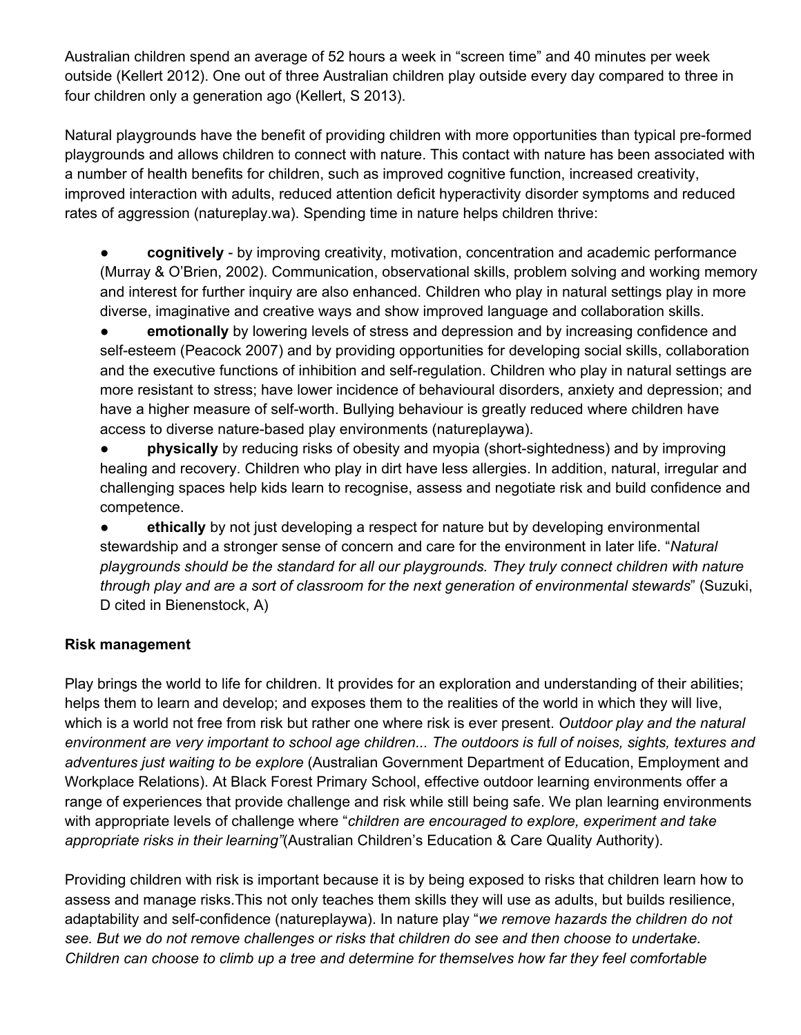Australian children spend an average of 52 hours a week in "screen time" and 40 minutes per week outside (Kellert 2012). One out of three Australian children play outside every day compared to three in four children only a generation ago (Kellert, S 2013).

Natural playgrounds have the benefit of providing children with more opportunities than typical pre-formed playgrounds and allows children to connect with nature. This contact with nature has been associated with a number of health benefits for children, such as improved cognitive function, increased creativity, improved interaction with adults, reduced attention deficit hyperactivity disorder symptoms and reduced rates of aggression (natureplay.wa). Spending time in nature helps children thrive:

- **cognitively** - by improving creativity, motivation, concentration and academic performance (Murray & O'Brien, 2002). Communication, observational skills, problem solving and working memory and interest for further inquiry are also enhanced. Children who play in natural settings play in more diverse, imaginative and creative ways and show improved language and collaboration skills.
- **emotionally** by lowering levels of stress and depression and by increasing confidence and self-esteem (Peacock 2007) and by providing opportunities for developing social skills, collaboration and the executive functions of inhibition and self-regulation. Children who play in natural settings are more resistant to stress; have lower incidence of behavioural disorders, anxiety and depression; and have a higher measure of self-worth. Bullying behaviour is greatly reduced where children have access to diverse nature-based play environments (natureplaywa).
- **physically** by reducing risks of obesity and myopia (short-sightedness) and by improving healing and recovery. Children who play in dirt have less allergies. In addition, natural, irregular and challenging spaces help kids learn to recognise, assess and negotiate risk and build confidence and competence.
- **ethically** by not just developing a respect for nature but by developing environmental stewardship and a stronger sense of concern and care for the environment in later life. "*Natural playgrounds should be the standard for all our playgrounds. They truly connect children with nature through play and are a sort of classroom for the next generation of environmental stewards*" (Suzuki, D cited in Bienenstock, A)

**Risk management**

Play brings the world to life for children. It provides for an exploration and understanding of their abilities; helps them to learn and develop; and exposes them to the realities of the world in which they will live, which is a world not free from risk but rather one where risk is ever present. *Outdoor play and the natural environment are very important to school age children... The outdoors is full of noises, sights, textures and adventures just waiting to be explore* (Australian Government Department of Education, Employment and Workplace Relations). At Black Forest Primary School, effective outdoor learning environments offer a range of experiences that provide challenge and risk while still being safe. We plan learning environments with appropriate levels of challenge where "*children are encouraged to explore, experiment and take appropriate risks in their learning"*(Australian Children's Education & Care Quality Authority).

Providing children with risk is important because it is by being exposed to risks that children learn how to assess and manage risks.This not only teaches them skills they will use as adults, but builds resilience, adaptability and self-confidence (natureplaywa). In nature play "*we remove hazards the children do not see. But we do not remove challenges or risks that children do see and then choose to undertake. Children can choose to climb up a tree and determine for themselves how far they feel comfortable*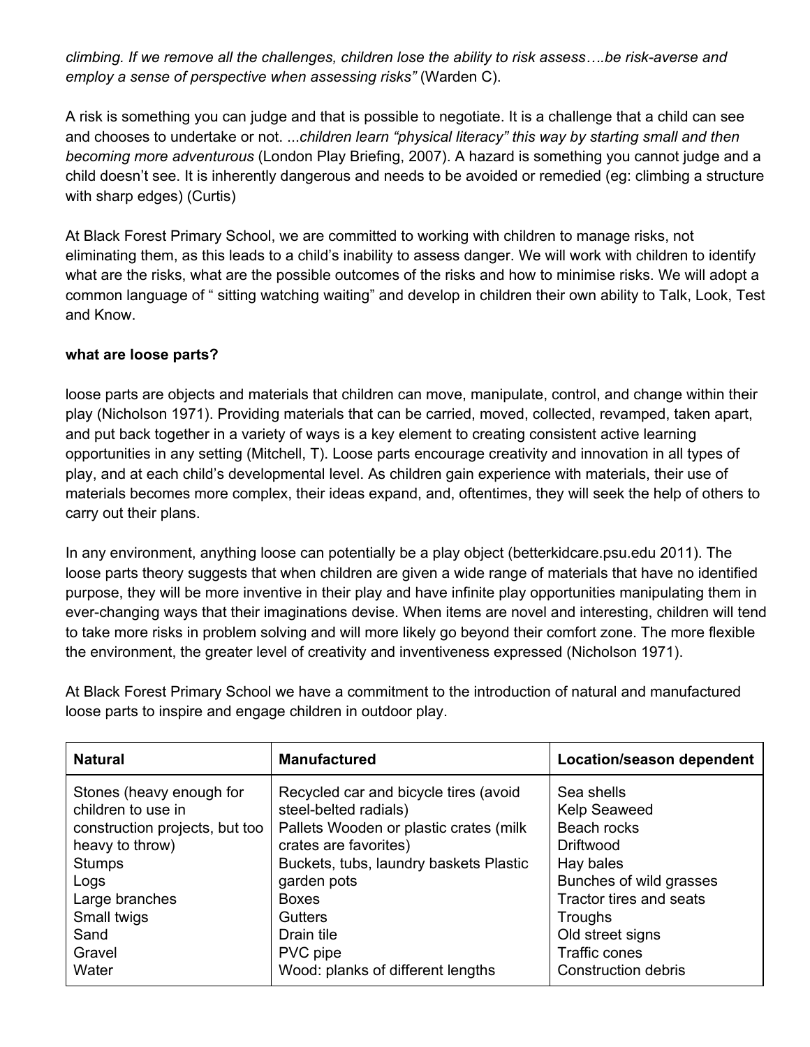*climbing. If we remove all the challenges, children lose the ability to risk assess….be risk-averse and employ a sense of perspective when assessing risks"* (Warden C).

A risk is something you can judge and that is possible to negotiate. It is a challenge that a child can see and chooses to undertake or not. ...*children learn "physical literacy" this way by starting small and then becoming more adventurous* (London Play Briefing, 2007). A hazard is something you cannot judge and a child doesn't see. It is inherently dangerous and needs to be avoided or remedied (eg: climbing a structure with sharp edges) (Curtis)

At Black Forest Primary School, we are committed to working with children to manage risks, not eliminating them, as this leads to a child's inability to assess danger. We will work with children to identify what are the risks, what are the possible outcomes of the risks and how to minimise risks. We will adopt a common language of " sitting watching waiting" and develop in children their own ability to Talk, Look, Test and Know.

**what are loose parts?**

loose parts are objects and materials that children can move, manipulate, control, and change within their play (Nicholson 1971). Providing materials that can be carried, moved, collected, revamped, taken apart, and put back together in a variety of ways is a key element to creating consistent active learning opportunities in any setting (Mitchell, T). Loose parts encourage creativity and innovation in all types of play, and at each child's developmental level. As children gain experience with materials, their use of materials becomes more complex, their ideas expand, and, oftentimes, they will seek the help of others to carry out their plans.

In any environment, anything loose can potentially be a play object (betterkidcare.psu.edu 2011). The loose parts theory suggests that when children are given a wide range of materials that have no identified purpose, they will be more inventive in their play and have infinite play opportunities manipulating them in ever-changing ways that their imaginations devise. When items are novel and interesting, children will tend to take more risks in problem solving and will more likely go beyond their comfort zone. The more flexible the environment, the greater level of creativity and inventiveness expressed (Nicholson 1971).

At Black Forest Primary School we have a commitment to the introduction of natural and manufactured loose parts to inspire and engage children in outdoor play.

| Natural | Manufactured | Location/season dependent |
|---|---|---|
| Stones (heavy enough for children to use in construction projects, but too heavy to throw)<br>Stumps<br>Logs<br>Large branches<br>Small twigs<br>Sand<br>Gravel<br>Water | Recycled car and bicycle tires (avoid steel-belted radials)<br>Pallets Wooden or plastic crates (milk crates are favorites)<br>Buckets, tubs, laundry baskets Plastic garden pots<br>Boxes<br>Gutters<br>Drain tile<br>PVC pipe<br>Wood: planks of different lengths | Sea shells<br>Kelp Seaweed<br>Beach rocks<br>Driftwood<br>Hay bales<br>Bunches of wild grasses<br>Tractor tires and seats<br>Troughs<br>Old street signs<br>Traffic cones<br>Construction debris |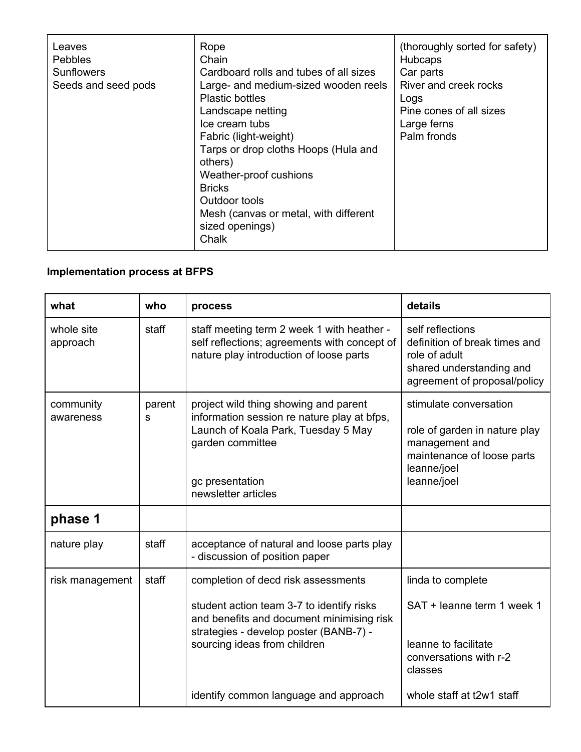| | | |
|---|---|---|
| Leaves<br>Pebbles<br>Sunflowers<br>Seeds and seed pods | Rope<br>Chain<br>Cardboard rolls and tubes of all sizes<br>Large- and medium-sized wooden reels<br>Plastic bottles<br>Landscape netting<br>Ice cream tubs<br>Fabric (light-weight)<br>Tarps or drop cloths Hoops (Hula and others)<br>Weather-proof cushions<br>Bricks<br>Outdoor tools<br>Mesh (canvas or metal, with different sized openings)<br>Chalk | (thoroughly sorted for safety)<br>Hubcaps<br>Car parts<br>River and creek rocks<br>Logs<br>Pine cones of all sizes<br>Large ferns<br>Palm fronds |

**Implementation process at BFPS**

| what | who | process | details |
|---|---|---|---|
| whole site approach | staff | staff meeting term 2 week 1 with heather - self reflections; agreements with concept of nature play introduction of loose parts | self reflections<br>definition of break times and role of adult<br>shared understanding and agreement of proposal/policy |
| community awareness | parents | project wild thing showing and parent information session re nature play at bfps, Launch of Koala Park, Tuesday 5 May<br>garden committee<br><br>gc presentation<br>newsletter articles | stimulate conversation<br><br>role of garden in nature play management and maintenance of loose parts<br>leanne/joel<br>leanne/joel |
| **phase 1** | | | |
| nature play | staff | acceptance of natural and loose parts play - discussion of position paper | |
| risk management | staff | completion of decd risk assessments<br><br>student action team 3-7 to identify risks and benefits and document minimising risk strategies - develop poster (BANB-7) - sourcing ideas from children<br><br>identify common language and approach | linda to complete<br><br>SAT + leanne term 1 week 1<br><br>leanne to facilitate conversations with r-2 classes<br><br>whole staff at t2w1 staff |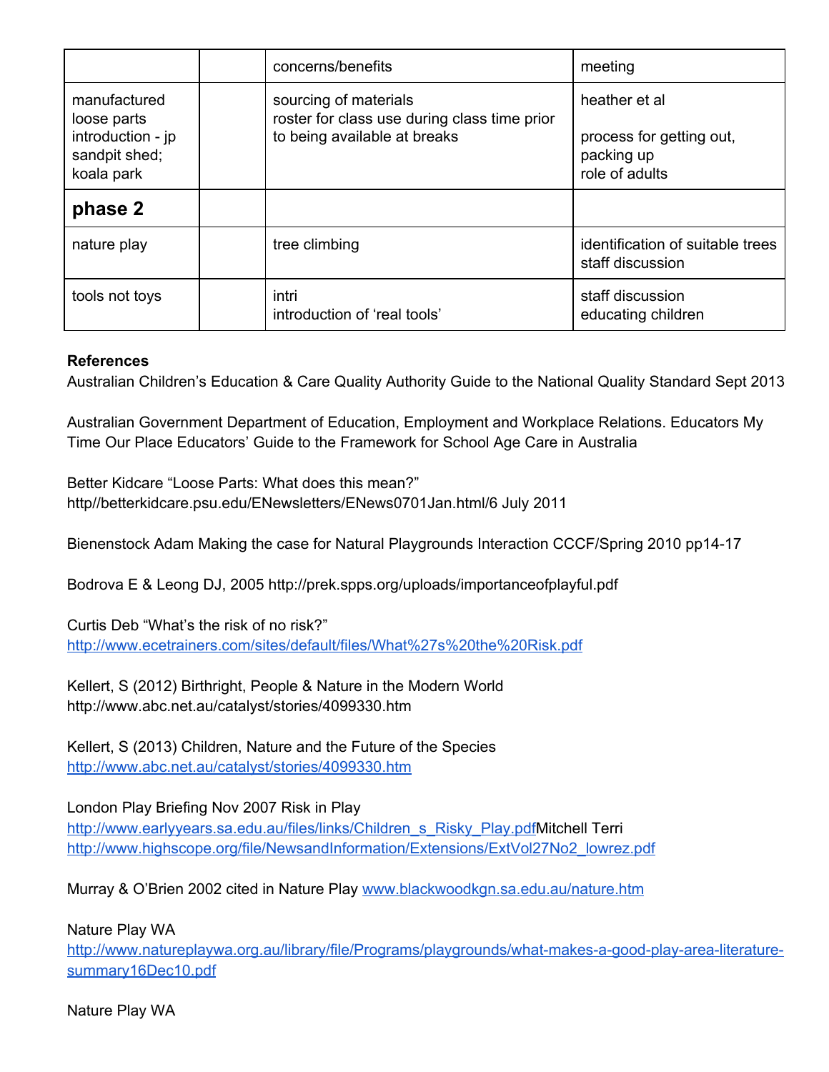|  |  | concerns/benefits | meeting |
| --- | --- | --- | --- |
| manufactured loose parts introduction - jp sandpit shed; koala park |  | sourcing of materials<br>roster for class use during class time prior to being available at breaks | heather et al<br><br>process for getting out, packing up<br>role of adults |
| **phase 2** |  |  |  |
| nature play |  | tree climbing | identification of suitable trees<br>staff discussion |
| tools not toys |  | intri<br>introduction of 'real tools' | staff discussion<br>educating children |

**References**

Australian Children's Education & Care Quality Authority Guide to the National Quality Standard Sept 2013

Australian Government Department of Education, Employment and Workplace Relations. Educators My Time Our Place Educators' Guide to the Framework for School Age Care in Australia

Better Kidcare "Loose Parts: What does this mean?" http//betterkidcare.psu.edu/ENewsletters/ENews0701Jan.html/6 July 2011

Bienenstock Adam Making the case for Natural Playgrounds Interaction CCCF/Spring 2010 pp14-17

Bodrova E & Leong DJ, 2005 http://prek.spps.org/uploads/importanceofplayful.pdf

Curtis Deb "What's the risk of no risk?"
http://www.ecetrainers.com/sites/default/files/What%27s%20the%20Risk.pdf

Kellert, S (2012) Birthright, People & Nature in the Modern World
http://www.abc.net.au/catalyst/stories/4099330.htm

Kellert, S (2013) Children, Nature and the Future of the Species
http://www.abc.net.au/catalyst/stories/4099330.htm

London Play Briefing Nov 2007 Risk in Play
http://www.earlyyears.sa.edu.au/files/links/Children_s_Risky_Play.pdfMitchell Terri
http://www.highscope.org/file/NewsandInformation/Extensions/ExtVol27No2_lowrez.pdf

Murray & O'Brien 2002 cited in Nature Play www.blackwoodkgn.sa.edu.au/nature.htm

Nature Play WA
http://www.natureplaywa.org.au/library/file/Programs/playgrounds/what-makes-a-good-play-area-literature-summary16Dec10.pdf

Nature Play WA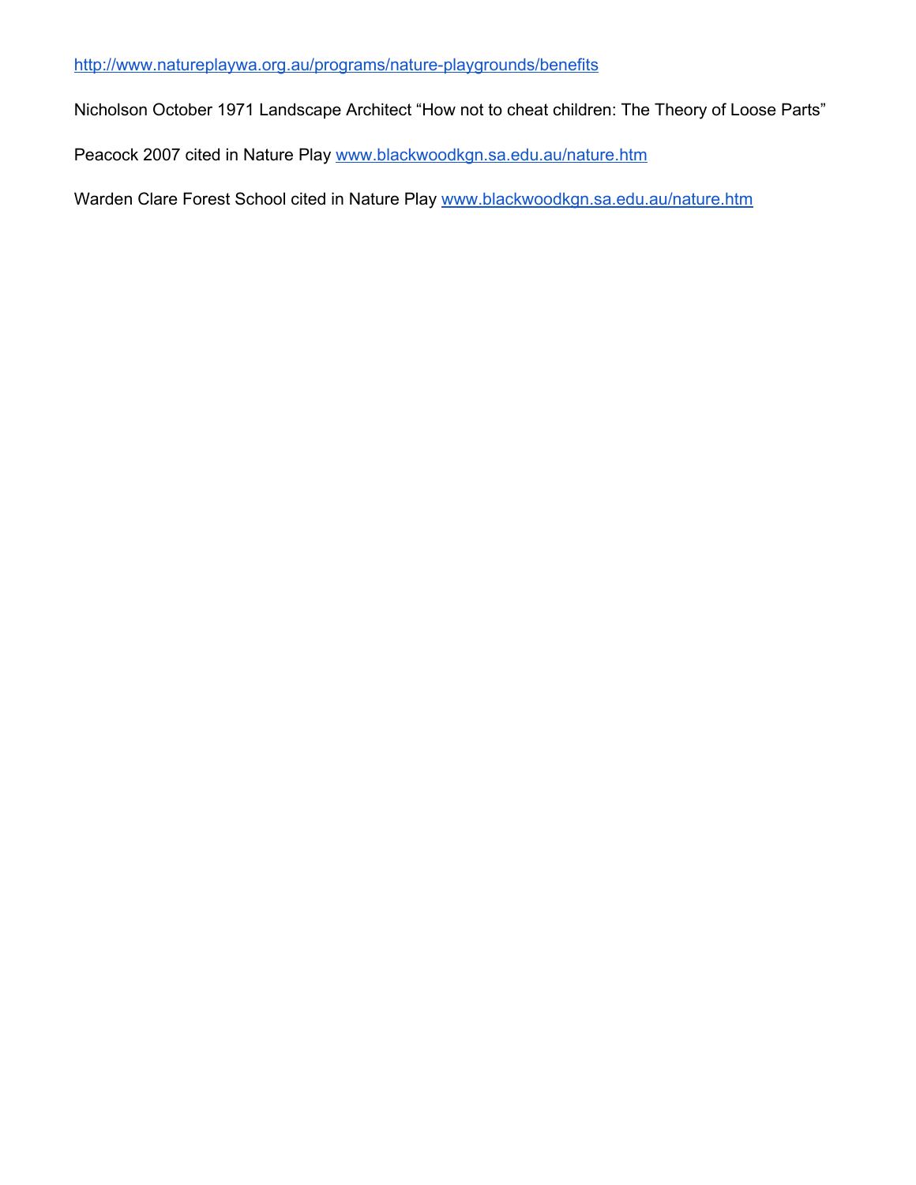http://www.natureplaywa.org.au/programs/nature-playgrounds/benefits

Nicholson October 1971 Landscape Architect “How not to cheat children: The Theory of Loose Parts”

Peacock 2007 cited in Nature Play www.blackwoodkgn.sa.edu.au/nature.htm

Warden Clare Forest School cited in Nature Play www.blackwoodkgn.sa.edu.au/nature.htm